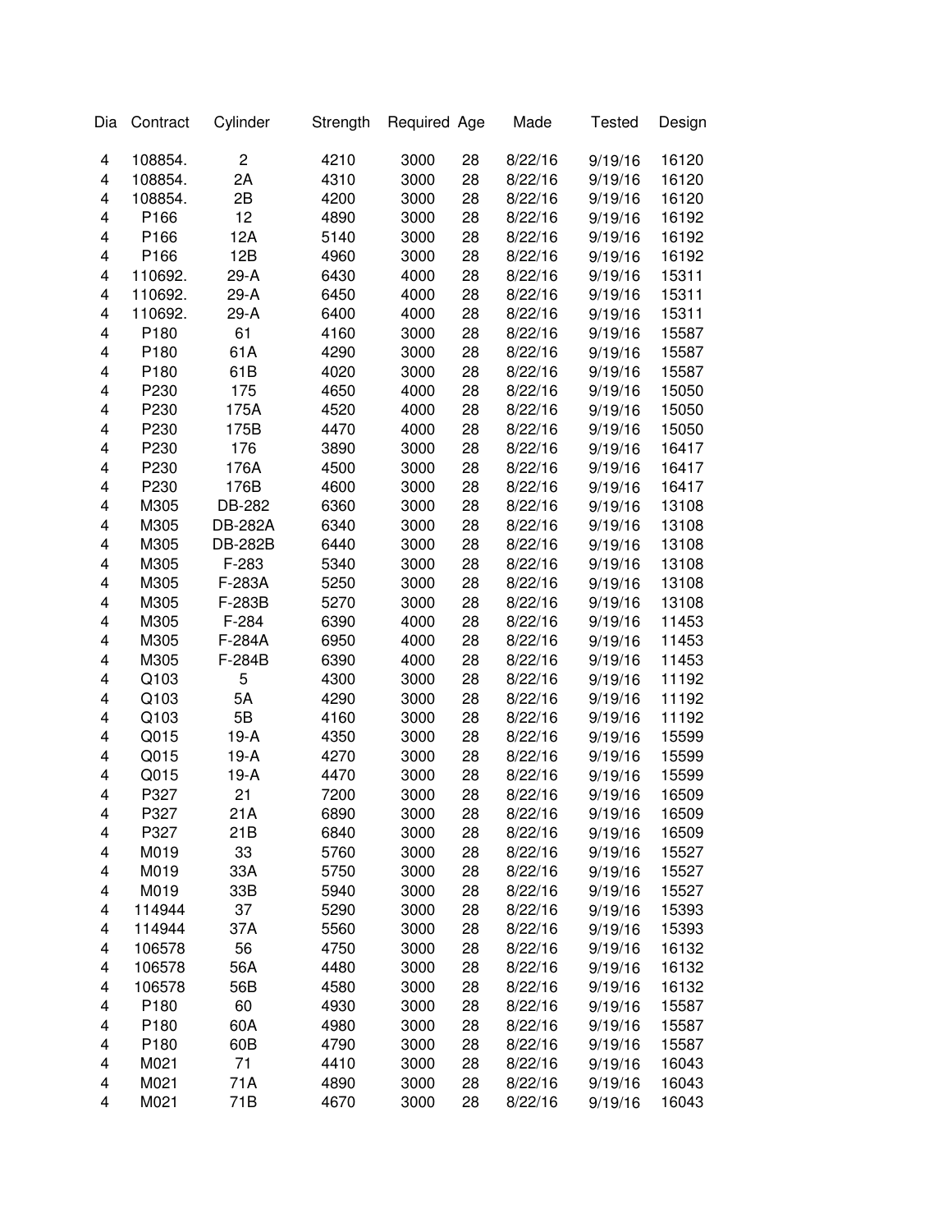| Dia | Contract | Cylinder | Strength | Required | Age | Made | Tested | Design |
|---|---|---|---|---|---|---|---|---|
| 4 | 108854. | 2 | 4210 | 3000 | 28 | 8/22/16 | 9/19/16 | 16120 |
| 4 | 108854. | 2A | 4310 | 3000 | 28 | 8/22/16 | 9/19/16 | 16120 |
| 4 | 108854. | 2B | 4200 | 3000 | 28 | 8/22/16 | 9/19/16 | 16120 |
| 4 | P166 | 12 | 4890 | 3000 | 28 | 8/22/16 | 9/19/16 | 16192 |
| 4 | P166 | 12A | 5140 | 3000 | 28 | 8/22/16 | 9/19/16 | 16192 |
| 4 | P166 | 12B | 4960 | 3000 | 28 | 8/22/16 | 9/19/16 | 16192 |
| 4 | 110692. | 29-A | 6430 | 4000 | 28 | 8/22/16 | 9/19/16 | 15311 |
| 4 | 110692. | 29-A | 6450 | 4000 | 28 | 8/22/16 | 9/19/16 | 15311 |
| 4 | 110692. | 29-A | 6400 | 4000 | 28 | 8/22/16 | 9/19/16 | 15311 |
| 4 | P180 | 61 | 4160 | 3000 | 28 | 8/22/16 | 9/19/16 | 15587 |
| 4 | P180 | 61A | 4290 | 3000 | 28 | 8/22/16 | 9/19/16 | 15587 |
| 4 | P180 | 61B | 4020 | 3000 | 28 | 8/22/16 | 9/19/16 | 15587 |
| 4 | P230 | 175 | 4650 | 4000 | 28 | 8/22/16 | 9/19/16 | 15050 |
| 4 | P230 | 175A | 4520 | 4000 | 28 | 8/22/16 | 9/19/16 | 15050 |
| 4 | P230 | 175B | 4470 | 4000 | 28 | 8/22/16 | 9/19/16 | 15050 |
| 4 | P230 | 176 | 3890 | 3000 | 28 | 8/22/16 | 9/19/16 | 16417 |
| 4 | P230 | 176A | 4500 | 3000 | 28 | 8/22/16 | 9/19/16 | 16417 |
| 4 | P230 | 176B | 4600 | 3000 | 28 | 8/22/16 | 9/19/16 | 16417 |
| 4 | M305 | DB-282 | 6360 | 3000 | 28 | 8/22/16 | 9/19/16 | 13108 |
| 4 | M305 | DB-282A | 6340 | 3000 | 28 | 8/22/16 | 9/19/16 | 13108 |
| 4 | M305 | DB-282B | 6440 | 3000 | 28 | 8/22/16 | 9/19/16 | 13108 |
| 4 | M305 | F-283 | 5340 | 3000 | 28 | 8/22/16 | 9/19/16 | 13108 |
| 4 | M305 | F-283A | 5250 | 3000 | 28 | 8/22/16 | 9/19/16 | 13108 |
| 4 | M305 | F-283B | 5270 | 3000 | 28 | 8/22/16 | 9/19/16 | 13108 |
| 4 | M305 | F-284 | 6390 | 4000 | 28 | 8/22/16 | 9/19/16 | 11453 |
| 4 | M305 | F-284A | 6950 | 4000 | 28 | 8/22/16 | 9/19/16 | 11453 |
| 4 | M305 | F-284B | 6390 | 4000 | 28 | 8/22/16 | 9/19/16 | 11453 |
| 4 | Q103 | 5 | 4300 | 3000 | 28 | 8/22/16 | 9/19/16 | 11192 |
| 4 | Q103 | 5A | 4290 | 3000 | 28 | 8/22/16 | 9/19/16 | 11192 |
| 4 | Q103 | 5B | 4160 | 3000 | 28 | 8/22/16 | 9/19/16 | 11192 |
| 4 | Q015 | 19-A | 4350 | 3000 | 28 | 8/22/16 | 9/19/16 | 15599 |
| 4 | Q015 | 19-A | 4270 | 3000 | 28 | 8/22/16 | 9/19/16 | 15599 |
| 4 | Q015 | 19-A | 4470 | 3000 | 28 | 8/22/16 | 9/19/16 | 15599 |
| 4 | P327 | 21 | 7200 | 3000 | 28 | 8/22/16 | 9/19/16 | 16509 |
| 4 | P327 | 21A | 6890 | 3000 | 28 | 8/22/16 | 9/19/16 | 16509 |
| 4 | P327 | 21B | 6840 | 3000 | 28 | 8/22/16 | 9/19/16 | 16509 |
| 4 | M019 | 33 | 5760 | 3000 | 28 | 8/22/16 | 9/19/16 | 15527 |
| 4 | M019 | 33A | 5750 | 3000 | 28 | 8/22/16 | 9/19/16 | 15527 |
| 4 | M019 | 33B | 5940 | 3000 | 28 | 8/22/16 | 9/19/16 | 15527 |
| 4 | 114944 | 37 | 5290 | 3000 | 28 | 8/22/16 | 9/19/16 | 15393 |
| 4 | 114944 | 37A | 5560 | 3000 | 28 | 8/22/16 | 9/19/16 | 15393 |
| 4 | 106578 | 56 | 4750 | 3000 | 28 | 8/22/16 | 9/19/16 | 16132 |
| 4 | 106578 | 56A | 4480 | 3000 | 28 | 8/22/16 | 9/19/16 | 16132 |
| 4 | 106578 | 56B | 4580 | 3000 | 28 | 8/22/16 | 9/19/16 | 16132 |
| 4 | P180 | 60 | 4930 | 3000 | 28 | 8/22/16 | 9/19/16 | 15587 |
| 4 | P180 | 60A | 4980 | 3000 | 28 | 8/22/16 | 9/19/16 | 15587 |
| 4 | P180 | 60B | 4790 | 3000 | 28 | 8/22/16 | 9/19/16 | 15587 |
| 4 | M021 | 71 | 4410 | 3000 | 28 | 8/22/16 | 9/19/16 | 16043 |
| 4 | M021 | 71A | 4890 | 3000 | 28 | 8/22/16 | 9/19/16 | 16043 |
| 4 | M021 | 71B | 4670 | 3000 | 28 | 8/22/16 | 9/19/16 | 16043 |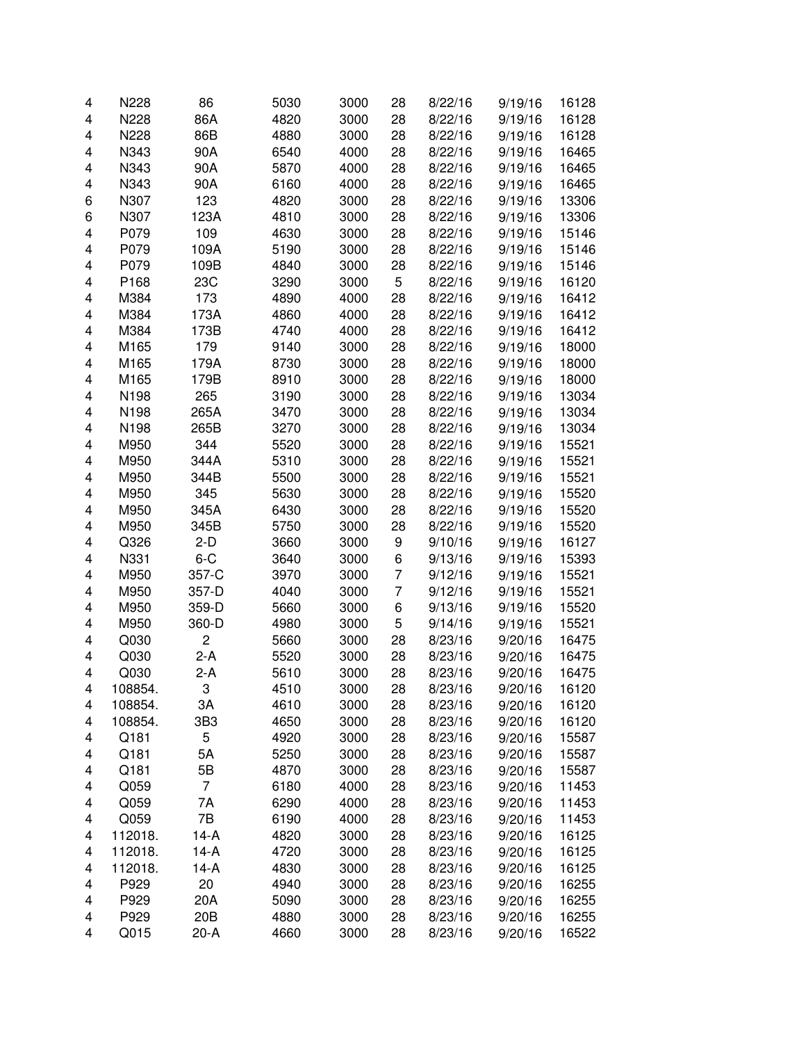| | | | | | | | | |
|---|---|---|---|---|---|---|---|---|
| 4 | N228 | 86 | 5030 | 3000 | 28 | 8/22/16 | 9/19/16 | 16128 |
| 4 | N228 | 86A | 4820 | 3000 | 28 | 8/22/16 | 9/19/16 | 16128 |
| 4 | N228 | 86B | 4880 | 3000 | 28 | 8/22/16 | 9/19/16 | 16128 |
| 4 | N343 | 90A | 6540 | 4000 | 28 | 8/22/16 | 9/19/16 | 16465 |
| 4 | N343 | 90A | 5870 | 4000 | 28 | 8/22/16 | 9/19/16 | 16465 |
| 4 | N343 | 90A | 6160 | 4000 | 28 | 8/22/16 | 9/19/16 | 16465 |
| 6 | N307 | 123 | 4820 | 3000 | 28 | 8/22/16 | 9/19/16 | 13306 |
| 6 | N307 | 123A | 4810 | 3000 | 28 | 8/22/16 | 9/19/16 | 13306 |
| 4 | P079 | 109 | 4630 | 3000 | 28 | 8/22/16 | 9/19/16 | 15146 |
| 4 | P079 | 109A | 5190 | 3000 | 28 | 8/22/16 | 9/19/16 | 15146 |
| 4 | P079 | 109B | 4840 | 3000 | 28 | 8/22/16 | 9/19/16 | 15146 |
| 4 | P168 | 23C | 3290 | 3000 | 5 | 8/22/16 | 9/19/16 | 16120 |
| 4 | M384 | 173 | 4890 | 4000 | 28 | 8/22/16 | 9/19/16 | 16412 |
| 4 | M384 | 173A | 4860 | 4000 | 28 | 8/22/16 | 9/19/16 | 16412 |
| 4 | M384 | 173B | 4740 | 4000 | 28 | 8/22/16 | 9/19/16 | 16412 |
| 4 | M165 | 179 | 9140 | 3000 | 28 | 8/22/16 | 9/19/16 | 18000 |
| 4 | M165 | 179A | 8730 | 3000 | 28 | 8/22/16 | 9/19/16 | 18000 |
| 4 | M165 | 179B | 8910 | 3000 | 28 | 8/22/16 | 9/19/16 | 18000 |
| 4 | N198 | 265 | 3190 | 3000 | 28 | 8/22/16 | 9/19/16 | 13034 |
| 4 | N198 | 265A | 3470 | 3000 | 28 | 8/22/16 | 9/19/16 | 13034 |
| 4 | N198 | 265B | 3270 | 3000 | 28 | 8/22/16 | 9/19/16 | 13034 |
| 4 | M950 | 344 | 5520 | 3000 | 28 | 8/22/16 | 9/19/16 | 15521 |
| 4 | M950 | 344A | 5310 | 3000 | 28 | 8/22/16 | 9/19/16 | 15521 |
| 4 | M950 | 344B | 5500 | 3000 | 28 | 8/22/16 | 9/19/16 | 15521 |
| 4 | M950 | 345 | 5630 | 3000 | 28 | 8/22/16 | 9/19/16 | 15520 |
| 4 | M950 | 345A | 6430 | 3000 | 28 | 8/22/16 | 9/19/16 | 15520 |
| 4 | M950 | 345B | 5750 | 3000 | 28 | 8/22/16 | 9/19/16 | 15520 |
| 4 | Q326 | 2-D | 3660 | 3000 | 9 | 9/10/16 | 9/19/16 | 16127 |
| 4 | N331 | 6-C | 3640 | 3000 | 6 | 9/13/16 | 9/19/16 | 15393 |
| 4 | M950 | 357-C | 3970 | 3000 | 7 | 9/12/16 | 9/19/16 | 15521 |
| 4 | M950 | 357-D | 4040 | 3000 | 7 | 9/12/16 | 9/19/16 | 15521 |
| 4 | M950 | 359-D | 5660 | 3000 | 6 | 9/13/16 | 9/19/16 | 15520 |
| 4 | M950 | 360-D | 4980 | 3000 | 5 | 9/14/16 | 9/19/16 | 15521 |
| 4 | Q030 | 2 | 5660 | 3000 | 28 | 8/23/16 | 9/20/16 | 16475 |
| 4 | Q030 | 2-A | 5520 | 3000 | 28 | 8/23/16 | 9/20/16 | 16475 |
| 4 | Q030 | 2-A | 5610 | 3000 | 28 | 8/23/16 | 9/20/16 | 16475 |
| 4 | 108854. | 3 | 4510 | 3000 | 28 | 8/23/16 | 9/20/16 | 16120 |
| 4 | 108854. | 3A | 4610 | 3000 | 28 | 8/23/16 | 9/20/16 | 16120 |
| 4 | 108854. | 3B3 | 4650 | 3000 | 28 | 8/23/16 | 9/20/16 | 16120 |
| 4 | Q181 | 5 | 4920 | 3000 | 28 | 8/23/16 | 9/20/16 | 15587 |
| 4 | Q181 | 5A | 5250 | 3000 | 28 | 8/23/16 | 9/20/16 | 15587 |
| 4 | Q181 | 5B | 4870 | 3000 | 28 | 8/23/16 | 9/20/16 | 15587 |
| 4 | Q059 | 7 | 6180 | 4000 | 28 | 8/23/16 | 9/20/16 | 11453 |
| 4 | Q059 | 7A | 6290 | 4000 | 28 | 8/23/16 | 9/20/16 | 11453 |
| 4 | Q059 | 7B | 6190 | 4000 | 28 | 8/23/16 | 9/20/16 | 11453 |
| 4 | 112018. | 14-A | 4820 | 3000 | 28 | 8/23/16 | 9/20/16 | 16125 |
| 4 | 112018. | 14-A | 4720 | 3000 | 28 | 8/23/16 | 9/20/16 | 16125 |
| 4 | 112018. | 14-A | 4830 | 3000 | 28 | 8/23/16 | 9/20/16 | 16125 |
| 4 | P929 | 20 | 4940 | 3000 | 28 | 8/23/16 | 9/20/16 | 16255 |
| 4 | P929 | 20A | 5090 | 3000 | 28 | 8/23/16 | 9/20/16 | 16255 |
| 4 | P929 | 20B | 4880 | 3000 | 28 | 8/23/16 | 9/20/16 | 16255 |
| 4 | Q015 | 20-A | 4660 | 3000 | 28 | 8/23/16 | 9/20/16 | 16522 |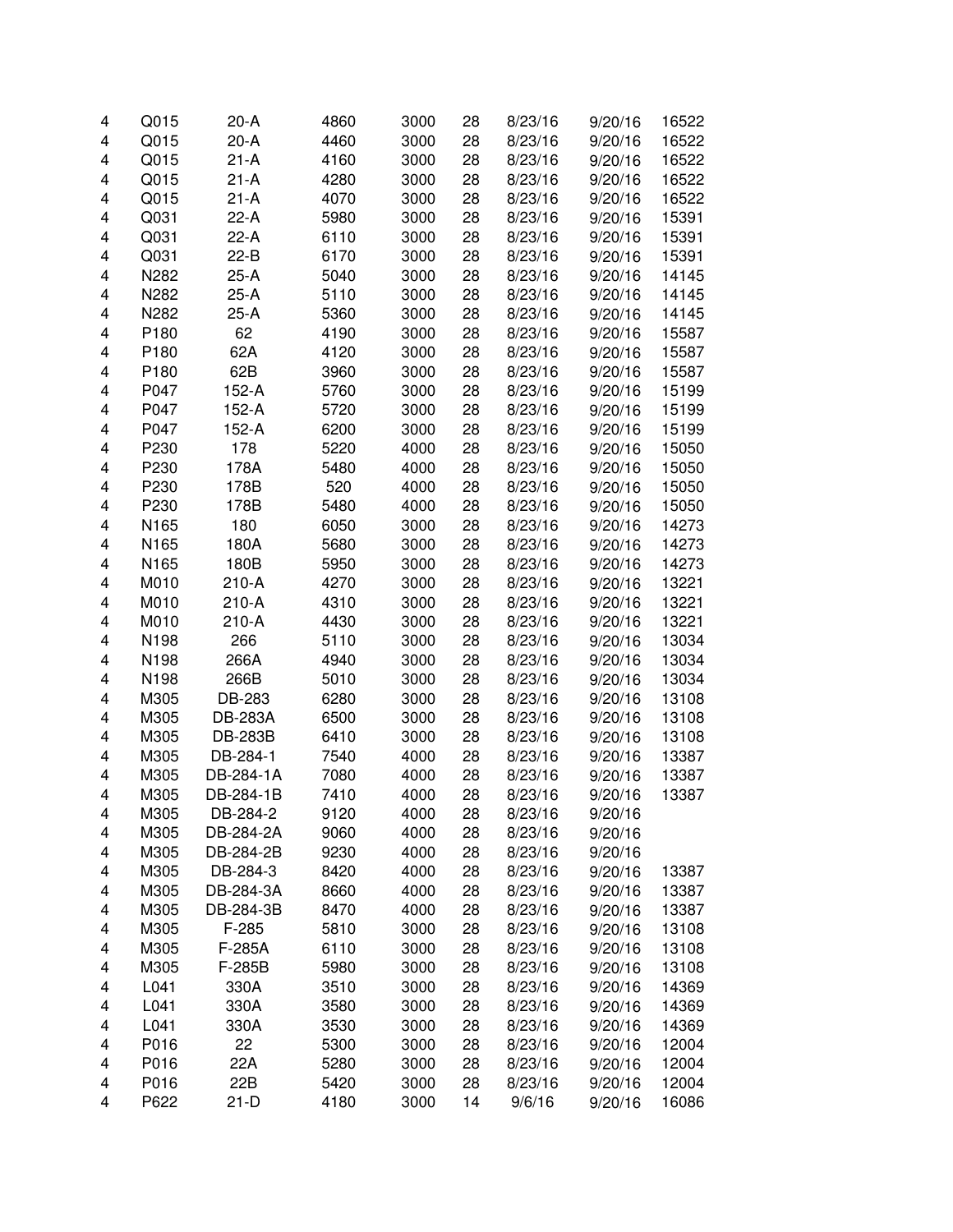| | | | | | | | | |
|---|---|---|---|---|---|---|---|---|
| 4 | Q015 | 20-A | 4860 | 3000 | 28 | 8/23/16 | 9/20/16 | 16522 |
| 4 | Q015 | 20-A | 4460 | 3000 | 28 | 8/23/16 | 9/20/16 | 16522 |
| 4 | Q015 | 21-A | 4160 | 3000 | 28 | 8/23/16 | 9/20/16 | 16522 |
| 4 | Q015 | 21-A | 4280 | 3000 | 28 | 8/23/16 | 9/20/16 | 16522 |
| 4 | Q015 | 21-A | 4070 | 3000 | 28 | 8/23/16 | 9/20/16 | 16522 |
| 4 | Q031 | 22-A | 5980 | 3000 | 28 | 8/23/16 | 9/20/16 | 15391 |
| 4 | Q031 | 22-A | 6110 | 3000 | 28 | 8/23/16 | 9/20/16 | 15391 |
| 4 | Q031 | 22-B | 6170 | 3000 | 28 | 8/23/16 | 9/20/16 | 15391 |
| 4 | N282 | 25-A | 5040 | 3000 | 28 | 8/23/16 | 9/20/16 | 14145 |
| 4 | N282 | 25-A | 5110 | 3000 | 28 | 8/23/16 | 9/20/16 | 14145 |
| 4 | N282 | 25-A | 5360 | 3000 | 28 | 8/23/16 | 9/20/16 | 14145 |
| 4 | P180 | 62 | 4190 | 3000 | 28 | 8/23/16 | 9/20/16 | 15587 |
| 4 | P180 | 62A | 4120 | 3000 | 28 | 8/23/16 | 9/20/16 | 15587 |
| 4 | P180 | 62B | 3960 | 3000 | 28 | 8/23/16 | 9/20/16 | 15587 |
| 4 | P047 | 152-A | 5760 | 3000 | 28 | 8/23/16 | 9/20/16 | 15199 |
| 4 | P047 | 152-A | 5720 | 3000 | 28 | 8/23/16 | 9/20/16 | 15199 |
| 4 | P047 | 152-A | 6200 | 3000 | 28 | 8/23/16 | 9/20/16 | 15199 |
| 4 | P230 | 178 | 5220 | 4000 | 28 | 8/23/16 | 9/20/16 | 15050 |
| 4 | P230 | 178A | 5480 | 4000 | 28 | 8/23/16 | 9/20/16 | 15050 |
| 4 | P230 | 178B | 520 | 4000 | 28 | 8/23/16 | 9/20/16 | 15050 |
| 4 | P230 | 178B | 5480 | 4000 | 28 | 8/23/16 | 9/20/16 | 15050 |
| 4 | N165 | 180 | 6050 | 3000 | 28 | 8/23/16 | 9/20/16 | 14273 |
| 4 | N165 | 180A | 5680 | 3000 | 28 | 8/23/16 | 9/20/16 | 14273 |
| 4 | N165 | 180B | 5950 | 3000 | 28 | 8/23/16 | 9/20/16 | 14273 |
| 4 | M010 | 210-A | 4270 | 3000 | 28 | 8/23/16 | 9/20/16 | 13221 |
| 4 | M010 | 210-A | 4310 | 3000 | 28 | 8/23/16 | 9/20/16 | 13221 |
| 4 | M010 | 210-A | 4430 | 3000 | 28 | 8/23/16 | 9/20/16 | 13221 |
| 4 | N198 | 266 | 5110 | 3000 | 28 | 8/23/16 | 9/20/16 | 13034 |
| 4 | N198 | 266A | 4940 | 3000 | 28 | 8/23/16 | 9/20/16 | 13034 |
| 4 | N198 | 266B | 5010 | 3000 | 28 | 8/23/16 | 9/20/16 | 13034 |
| 4 | M305 | DB-283 | 6280 | 3000 | 28 | 8/23/16 | 9/20/16 | 13108 |
| 4 | M305 | DB-283A | 6500 | 3000 | 28 | 8/23/16 | 9/20/16 | 13108 |
| 4 | M305 | DB-283B | 6410 | 3000 | 28 | 8/23/16 | 9/20/16 | 13108 |
| 4 | M305 | DB-284-1 | 7540 | 4000 | 28 | 8/23/16 | 9/20/16 | 13387 |
| 4 | M305 | DB-284-1A | 7080 | 4000 | 28 | 8/23/16 | 9/20/16 | 13387 |
| 4 | M305 | DB-284-1B | 7410 | 4000 | 28 | 8/23/16 | 9/20/16 | 13387 |
| 4 | M305 | DB-284-2 | 9120 | 4000 | 28 | 8/23/16 | 9/20/16 | |
| 4 | M305 | DB-284-2A | 9060 | 4000 | 28 | 8/23/16 | 9/20/16 | |
| 4 | M305 | DB-284-2B | 9230 | 4000 | 28 | 8/23/16 | 9/20/16 | |
| 4 | M305 | DB-284-3 | 8420 | 4000 | 28 | 8/23/16 | 9/20/16 | 13387 |
| 4 | M305 | DB-284-3A | 8660 | 4000 | 28 | 8/23/16 | 9/20/16 | 13387 |
| 4 | M305 | DB-284-3B | 8470 | 4000 | 28 | 8/23/16 | 9/20/16 | 13387 |
| 4 | M305 | F-285 | 5810 | 3000 | 28 | 8/23/16 | 9/20/16 | 13108 |
| 4 | M305 | F-285A | 6110 | 3000 | 28 | 8/23/16 | 9/20/16 | 13108 |
| 4 | M305 | F-285B | 5980 | 3000 | 28 | 8/23/16 | 9/20/16 | 13108 |
| 4 | L041 | 330A | 3510 | 3000 | 28 | 8/23/16 | 9/20/16 | 14369 |
| 4 | L041 | 330A | 3580 | 3000 | 28 | 8/23/16 | 9/20/16 | 14369 |
| 4 | L041 | 330A | 3530 | 3000 | 28 | 8/23/16 | 9/20/16 | 14369 |
| 4 | P016 | 22 | 5300 | 3000 | 28 | 8/23/16 | 9/20/16 | 12004 |
| 4 | P016 | 22A | 5280 | 3000 | 28 | 8/23/16 | 9/20/16 | 12004 |
| 4 | P016 | 22B | 5420 | 3000 | 28 | 8/23/16 | 9/20/16 | 12004 |
| 4 | P622 | 21-D | 4180 | 3000 | 14 | 9/6/16 | 9/20/16 | 16086 |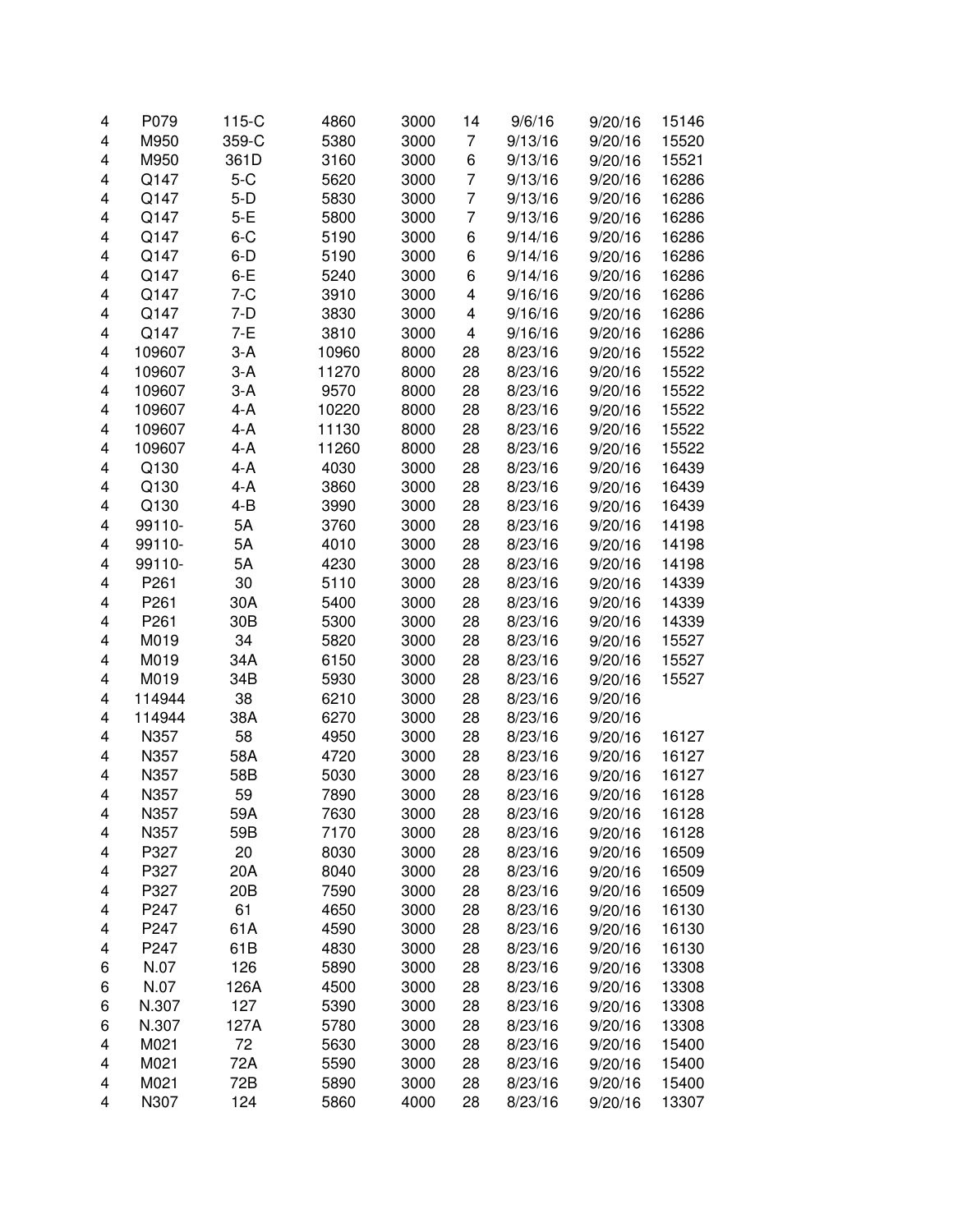| | | | | | | | | |
|---|---|---|---|---|---|---|---|---|
| 4 | P079 | 115-C | 4860 | 3000 | 14 | 9/6/16 | 9/20/16 | 15146 |
| 4 | M950 | 359-C | 5380 | 3000 | 7 | 9/13/16 | 9/20/16 | 15520 |
| 4 | M950 | 361D | 3160 | 3000 | 6 | 9/13/16 | 9/20/16 | 15521 |
| 4 | Q147 | 5-C | 5620 | 3000 | 7 | 9/13/16 | 9/20/16 | 16286 |
| 4 | Q147 | 5-D | 5830 | 3000 | 7 | 9/13/16 | 9/20/16 | 16286 |
| 4 | Q147 | 5-E | 5800 | 3000 | 7 | 9/13/16 | 9/20/16 | 16286 |
| 4 | Q147 | 6-C | 5190 | 3000 | 6 | 9/14/16 | 9/20/16 | 16286 |
| 4 | Q147 | 6-D | 5190 | 3000 | 6 | 9/14/16 | 9/20/16 | 16286 |
| 4 | Q147 | 6-E | 5240 | 3000 | 6 | 9/14/16 | 9/20/16 | 16286 |
| 4 | Q147 | 7-C | 3910 | 3000 | 4 | 9/16/16 | 9/20/16 | 16286 |
| 4 | Q147 | 7-D | 3830 | 3000 | 4 | 9/16/16 | 9/20/16 | 16286 |
| 4 | Q147 | 7-E | 3810 | 3000 | 4 | 9/16/16 | 9/20/16 | 16286 |
| 4 | 109607 | 3-A | 10960 | 8000 | 28 | 8/23/16 | 9/20/16 | 15522 |
| 4 | 109607 | 3-A | 11270 | 8000 | 28 | 8/23/16 | 9/20/16 | 15522 |
| 4 | 109607 | 3-A | 9570 | 8000 | 28 | 8/23/16 | 9/20/16 | 15522 |
| 4 | 109607 | 4-A | 10220 | 8000 | 28 | 8/23/16 | 9/20/16 | 15522 |
| 4 | 109607 | 4-A | 11130 | 8000 | 28 | 8/23/16 | 9/20/16 | 15522 |
| 4 | 109607 | 4-A | 11260 | 8000 | 28 | 8/23/16 | 9/20/16 | 15522 |
| 4 | Q130 | 4-A | 4030 | 3000 | 28 | 8/23/16 | 9/20/16 | 16439 |
| 4 | Q130 | 4-A | 3860 | 3000 | 28 | 8/23/16 | 9/20/16 | 16439 |
| 4 | Q130 | 4-B | 3990 | 3000 | 28 | 8/23/16 | 9/20/16 | 16439 |
| 4 | 99110- | 5A | 3760 | 3000 | 28 | 8/23/16 | 9/20/16 | 14198 |
| 4 | 99110- | 5A | 4010 | 3000 | 28 | 8/23/16 | 9/20/16 | 14198 |
| 4 | 99110- | 5A | 4230 | 3000 | 28 | 8/23/16 | 9/20/16 | 14198 |
| 4 | P261 | 30 | 5110 | 3000 | 28 | 8/23/16 | 9/20/16 | 14339 |
| 4 | P261 | 30A | 5400 | 3000 | 28 | 8/23/16 | 9/20/16 | 14339 |
| 4 | P261 | 30B | 5300 | 3000 | 28 | 8/23/16 | 9/20/16 | 14339 |
| 4 | M019 | 34 | 5820 | 3000 | 28 | 8/23/16 | 9/20/16 | 15527 |
| 4 | M019 | 34A | 6150 | 3000 | 28 | 8/23/16 | 9/20/16 | 15527 |
| 4 | M019 | 34B | 5930 | 3000 | 28 | 8/23/16 | 9/20/16 | 15527 |
| 4 | 114944 | 38 | 6210 | 3000 | 28 | 8/23/16 | 9/20/16 | |
| 4 | 114944 | 38A | 6270 | 3000 | 28 | 8/23/16 | 9/20/16 | |
| 4 | N357 | 58 | 4950 | 3000 | 28 | 8/23/16 | 9/20/16 | 16127 |
| 4 | N357 | 58A | 4720 | 3000 | 28 | 8/23/16 | 9/20/16 | 16127 |
| 4 | N357 | 58B | 5030 | 3000 | 28 | 8/23/16 | 9/20/16 | 16127 |
| 4 | N357 | 59 | 7890 | 3000 | 28 | 8/23/16 | 9/20/16 | 16128 |
| 4 | N357 | 59A | 7630 | 3000 | 28 | 8/23/16 | 9/20/16 | 16128 |
| 4 | N357 | 59B | 7170 | 3000 | 28 | 8/23/16 | 9/20/16 | 16128 |
| 4 | P327 | 20 | 8030 | 3000 | 28 | 8/23/16 | 9/20/16 | 16509 |
| 4 | P327 | 20A | 8040 | 3000 | 28 | 8/23/16 | 9/20/16 | 16509 |
| 4 | P327 | 20B | 7590 | 3000 | 28 | 8/23/16 | 9/20/16 | 16509 |
| 4 | P247 | 61 | 4650 | 3000 | 28 | 8/23/16 | 9/20/16 | 16130 |
| 4 | P247 | 61A | 4590 | 3000 | 28 | 8/23/16 | 9/20/16 | 16130 |
| 4 | P247 | 61B | 4830 | 3000 | 28 | 8/23/16 | 9/20/16 | 16130 |
| 6 | N.07 | 126 | 5890 | 3000 | 28 | 8/23/16 | 9/20/16 | 13308 |
| 6 | N.07 | 126A | 4500 | 3000 | 28 | 8/23/16 | 9/20/16 | 13308 |
| 6 | N.307 | 127 | 5390 | 3000 | 28 | 8/23/16 | 9/20/16 | 13308 |
| 6 | N.307 | 127A | 5780 | 3000 | 28 | 8/23/16 | 9/20/16 | 13308 |
| 4 | M021 | 72 | 5630 | 3000 | 28 | 8/23/16 | 9/20/16 | 15400 |
| 4 | M021 | 72A | 5590 | 3000 | 28 | 8/23/16 | 9/20/16 | 15400 |
| 4 | M021 | 72B | 5890 | 3000 | 28 | 8/23/16 | 9/20/16 | 15400 |
| 4 | N307 | 124 | 5860 | 4000 | 28 | 8/23/16 | 9/20/16 | 13307 |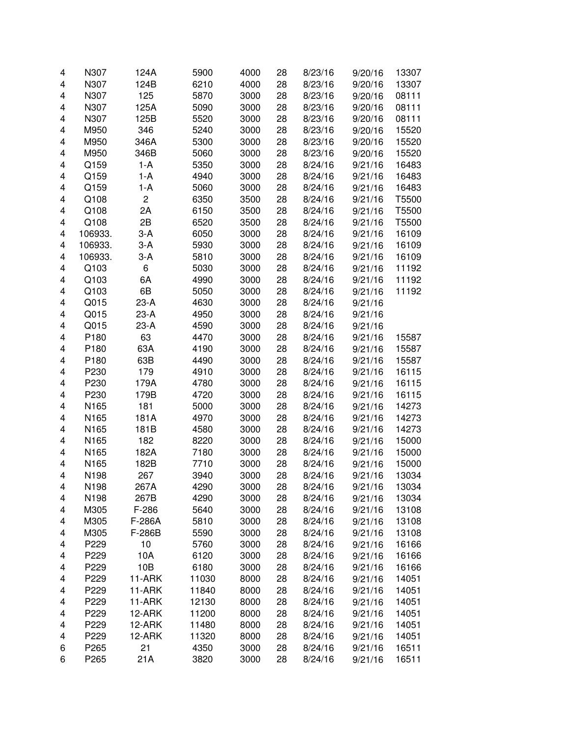| | | | | | | | | |
|---|---|---|---|---|---|---|---|---|
| 4 | N307 | 124A | 5900 | 4000 | 28 | 8/23/16 | 9/20/16 | 13307 |
| 4 | N307 | 124B | 6210 | 4000 | 28 | 8/23/16 | 9/20/16 | 13307 |
| 4 | N307 | 125 | 5870 | 3000 | 28 | 8/23/16 | 9/20/16 | 08111 |
| 4 | N307 | 125A | 5090 | 3000 | 28 | 8/23/16 | 9/20/16 | 08111 |
| 4 | N307 | 125B | 5520 | 3000 | 28 | 8/23/16 | 9/20/16 | 08111 |
| 4 | M950 | 346 | 5240 | 3000 | 28 | 8/23/16 | 9/20/16 | 15520 |
| 4 | M950 | 346A | 5300 | 3000 | 28 | 8/23/16 | 9/20/16 | 15520 |
| 4 | M950 | 346B | 5060 | 3000 | 28 | 8/23/16 | 9/20/16 | 15520 |
| 4 | Q159 | 1-A | 5350 | 3000 | 28 | 8/24/16 | 9/21/16 | 16483 |
| 4 | Q159 | 1-A | 4940 | 3000 | 28 | 8/24/16 | 9/21/16 | 16483 |
| 4 | Q159 | 1-A | 5060 | 3000 | 28 | 8/24/16 | 9/21/16 | 16483 |
| 4 | Q108 | 2 | 6350 | 3500 | 28 | 8/24/16 | 9/21/16 | T5500 |
| 4 | Q108 | 2A | 6150 | 3500 | 28 | 8/24/16 | 9/21/16 | T5500 |
| 4 | Q108 | 2B | 6520 | 3500 | 28 | 8/24/16 | 9/21/16 | T5500 |
| 4 | 106933. | 3-A | 6050 | 3000 | 28 | 8/24/16 | 9/21/16 | 16109 |
| 4 | 106933. | 3-A | 5930 | 3000 | 28 | 8/24/16 | 9/21/16 | 16109 |
| 4 | 106933. | 3-A | 5810 | 3000 | 28 | 8/24/16 | 9/21/16 | 16109 |
| 4 | Q103 | 6 | 5030 | 3000 | 28 | 8/24/16 | 9/21/16 | 11192 |
| 4 | Q103 | 6A | 4990 | 3000 | 28 | 8/24/16 | 9/21/16 | 11192 |
| 4 | Q103 | 6B | 5050 | 3000 | 28 | 8/24/16 | 9/21/16 | 11192 |
| 4 | Q015 | 23-A | 4630 | 3000 | 28 | 8/24/16 | 9/21/16 | |
| 4 | Q015 | 23-A | 4950 | 3000 | 28 | 8/24/16 | 9/21/16 | |
| 4 | Q015 | 23-A | 4590 | 3000 | 28 | 8/24/16 | 9/21/16 | |
| 4 | P180 | 63 | 4470 | 3000 | 28 | 8/24/16 | 9/21/16 | 15587 |
| 4 | P180 | 63A | 4190 | 3000 | 28 | 8/24/16 | 9/21/16 | 15587 |
| 4 | P180 | 63B | 4490 | 3000 | 28 | 8/24/16 | 9/21/16 | 15587 |
| 4 | P230 | 179 | 4910 | 3000 | 28 | 8/24/16 | 9/21/16 | 16115 |
| 4 | P230 | 179A | 4780 | 3000 | 28 | 8/24/16 | 9/21/16 | 16115 |
| 4 | P230 | 179B | 4720 | 3000 | 28 | 8/24/16 | 9/21/16 | 16115 |
| 4 | N165 | 181 | 5000 | 3000 | 28 | 8/24/16 | 9/21/16 | 14273 |
| 4 | N165 | 181A | 4970 | 3000 | 28 | 8/24/16 | 9/21/16 | 14273 |
| 4 | N165 | 181B | 4580 | 3000 | 28 | 8/24/16 | 9/21/16 | 14273 |
| 4 | N165 | 182 | 8220 | 3000 | 28 | 8/24/16 | 9/21/16 | 15000 |
| 4 | N165 | 182A | 7180 | 3000 | 28 | 8/24/16 | 9/21/16 | 15000 |
| 4 | N165 | 182B | 7710 | 3000 | 28 | 8/24/16 | 9/21/16 | 15000 |
| 4 | N198 | 267 | 3940 | 3000 | 28 | 8/24/16 | 9/21/16 | 13034 |
| 4 | N198 | 267A | 4290 | 3000 | 28 | 8/24/16 | 9/21/16 | 13034 |
| 4 | N198 | 267B | 4290 | 3000 | 28 | 8/24/16 | 9/21/16 | 13034 |
| 4 | M305 | F-286 | 5640 | 3000 | 28 | 8/24/16 | 9/21/16 | 13108 |
| 4 | M305 | F-286A | 5810 | 3000 | 28 | 8/24/16 | 9/21/16 | 13108 |
| 4 | M305 | F-286B | 5590 | 3000 | 28 | 8/24/16 | 9/21/16 | 13108 |
| 4 | P229 | 10 | 5760 | 3000 | 28 | 8/24/16 | 9/21/16 | 16166 |
| 4 | P229 | 10A | 6120 | 3000 | 28 | 8/24/16 | 9/21/16 | 16166 |
| 4 | P229 | 10B | 6180 | 3000 | 28 | 8/24/16 | 9/21/16 | 16166 |
| 4 | P229 | 11-ARK | 11030 | 8000 | 28 | 8/24/16 | 9/21/16 | 14051 |
| 4 | P229 | 11-ARK | 11840 | 8000 | 28 | 8/24/16 | 9/21/16 | 14051 |
| 4 | P229 | 11-ARK | 12130 | 8000 | 28 | 8/24/16 | 9/21/16 | 14051 |
| 4 | P229 | 12-ARK | 11200 | 8000 | 28 | 8/24/16 | 9/21/16 | 14051 |
| 4 | P229 | 12-ARK | 11480 | 8000 | 28 | 8/24/16 | 9/21/16 | 14051 |
| 4 | P229 | 12-ARK | 11320 | 8000 | 28 | 8/24/16 | 9/21/16 | 14051 |
| 6 | P265 | 21 | 4350 | 3000 | 28 | 8/24/16 | 9/21/16 | 16511 |
| 6 | P265 | 21A | 3820 | 3000 | 28 | 8/24/16 | 9/21/16 | 16511 |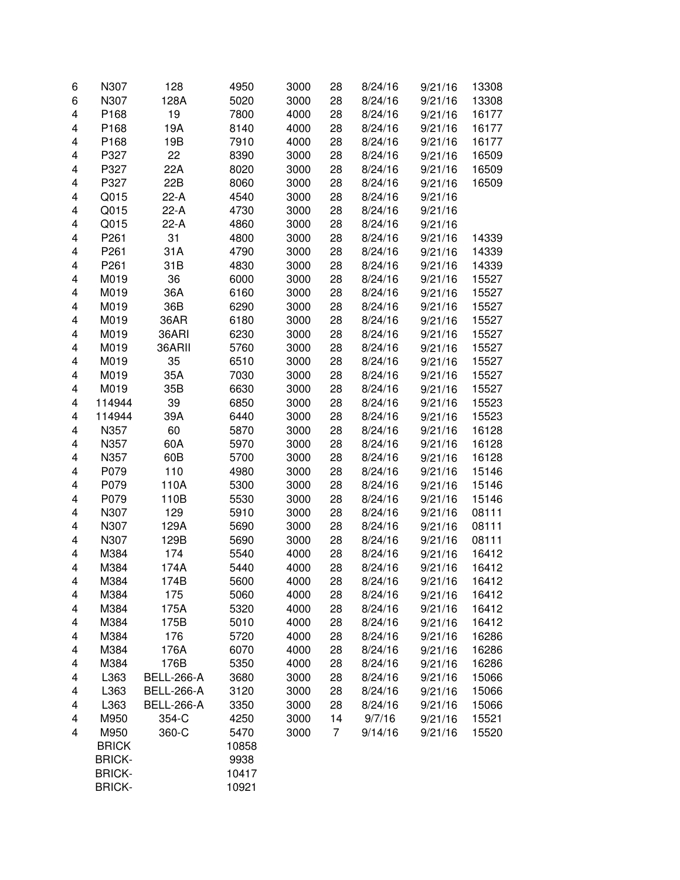| | | | | | | | | |
|---|---|---|---|---|---|---|---|---|
| 6 | N307 | 128 | 4950 | 3000 | 28 | 8/24/16 | 9/21/16 | 13308 |
| 6 | N307 | 128A | 5020 | 3000 | 28 | 8/24/16 | 9/21/16 | 13308 |
| 4 | P168 | 19 | 7800 | 4000 | 28 | 8/24/16 | 9/21/16 | 16177 |
| 4 | P168 | 19A | 8140 | 4000 | 28 | 8/24/16 | 9/21/16 | 16177 |
| 4 | P168 | 19B | 7910 | 4000 | 28 | 8/24/16 | 9/21/16 | 16177 |
| 4 | P327 | 22 | 8390 | 3000 | 28 | 8/24/16 | 9/21/16 | 16509 |
| 4 | P327 | 22A | 8020 | 3000 | 28 | 8/24/16 | 9/21/16 | 16509 |
| 4 | P327 | 22B | 8060 | 3000 | 28 | 8/24/16 | 9/21/16 | 16509 |
| 4 | Q015 | 22-A | 4540 | 3000 | 28 | 8/24/16 | 9/21/16 | |
| 4 | Q015 | 22-A | 4730 | 3000 | 28 | 8/24/16 | 9/21/16 | |
| 4 | Q015 | 22-A | 4860 | 3000 | 28 | 8/24/16 | 9/21/16 | |
| 4 | P261 | 31 | 4800 | 3000 | 28 | 8/24/16 | 9/21/16 | 14339 |
| 4 | P261 | 31A | 4790 | 3000 | 28 | 8/24/16 | 9/21/16 | 14339 |
| 4 | P261 | 31B | 4830 | 3000 | 28 | 8/24/16 | 9/21/16 | 14339 |
| 4 | M019 | 36 | 6000 | 3000 | 28 | 8/24/16 | 9/21/16 | 15527 |
| 4 | M019 | 36A | 6160 | 3000 | 28 | 8/24/16 | 9/21/16 | 15527 |
| 4 | M019 | 36B | 6290 | 3000 | 28 | 8/24/16 | 9/21/16 | 15527 |
| 4 | M019 | 36AR | 6180 | 3000 | 28 | 8/24/16 | 9/21/16 | 15527 |
| 4 | M019 | 36ARI | 6230 | 3000 | 28 | 8/24/16 | 9/21/16 | 15527 |
| 4 | M019 | 36ARII | 5760 | 3000 | 28 | 8/24/16 | 9/21/16 | 15527 |
| 4 | M019 | 35 | 6510 | 3000 | 28 | 8/24/16 | 9/21/16 | 15527 |
| 4 | M019 | 35A | 7030 | 3000 | 28 | 8/24/16 | 9/21/16 | 15527 |
| 4 | M019 | 35B | 6630 | 3000 | 28 | 8/24/16 | 9/21/16 | 15527 |
| 4 | 114944 | 39 | 6850 | 3000 | 28 | 8/24/16 | 9/21/16 | 15523 |
| 4 | 114944 | 39A | 6440 | 3000 | 28 | 8/24/16 | 9/21/16 | 15523 |
| 4 | N357 | 60 | 5870 | 3000 | 28 | 8/24/16 | 9/21/16 | 16128 |
| 4 | N357 | 60A | 5970 | 3000 | 28 | 8/24/16 | 9/21/16 | 16128 |
| 4 | N357 | 60B | 5700 | 3000 | 28 | 8/24/16 | 9/21/16 | 16128 |
| 4 | P079 | 110 | 4980 | 3000 | 28 | 8/24/16 | 9/21/16 | 15146 |
| 4 | P079 | 110A | 5300 | 3000 | 28 | 8/24/16 | 9/21/16 | 15146 |
| 4 | P079 | 110B | 5530 | 3000 | 28 | 8/24/16 | 9/21/16 | 15146 |
| 4 | N307 | 129 | 5910 | 3000 | 28 | 8/24/16 | 9/21/16 | 08111 |
| 4 | N307 | 129A | 5690 | 3000 | 28 | 8/24/16 | 9/21/16 | 08111 |
| 4 | N307 | 129B | 5690 | 3000 | 28 | 8/24/16 | 9/21/16 | 08111 |
| 4 | M384 | 174 | 5540 | 4000 | 28 | 8/24/16 | 9/21/16 | 16412 |
| 4 | M384 | 174A | 5440 | 4000 | 28 | 8/24/16 | 9/21/16 | 16412 |
| 4 | M384 | 174B | 5600 | 4000 | 28 | 8/24/16 | 9/21/16 | 16412 |
| 4 | M384 | 175 | 5060 | 4000 | 28 | 8/24/16 | 9/21/16 | 16412 |
| 4 | M384 | 175A | 5320 | 4000 | 28 | 8/24/16 | 9/21/16 | 16412 |
| 4 | M384 | 175B | 5010 | 4000 | 28 | 8/24/16 | 9/21/16 | 16412 |
| 4 | M384 | 176 | 5720 | 4000 | 28 | 8/24/16 | 9/21/16 | 16286 |
| 4 | M384 | 176A | 6070 | 4000 | 28 | 8/24/16 | 9/21/16 | 16286 |
| 4 | M384 | 176B | 5350 | 4000 | 28 | 8/24/16 | 9/21/16 | 16286 |
| 4 | L363 | BELL-266-A | 3680 | 3000 | 28 | 8/24/16 | 9/21/16 | 15066 |
| 4 | L363 | BELL-266-A | 3120 | 3000 | 28 | 8/24/16 | 9/21/16 | 15066 |
| 4 | L363 | BELL-266-A | 3350 | 3000 | 28 | 8/24/16 | 9/21/16 | 15066 |
| 4 | M950 | 354-C | 4250 | 3000 | 14 | 9/7/16 | 9/21/16 | 15521 |
| 4 | M950 | 360-C | 5470 | 3000 | 7 | 9/14/16 | 9/21/16 | 15520 |
| | BRICK | | 10858 | | | | | |
| | BRICK- | | 9938 | | | | | |
| | BRICK- | | 10417 | | | | | |
| | BRICK- | | 10921 | | | | | |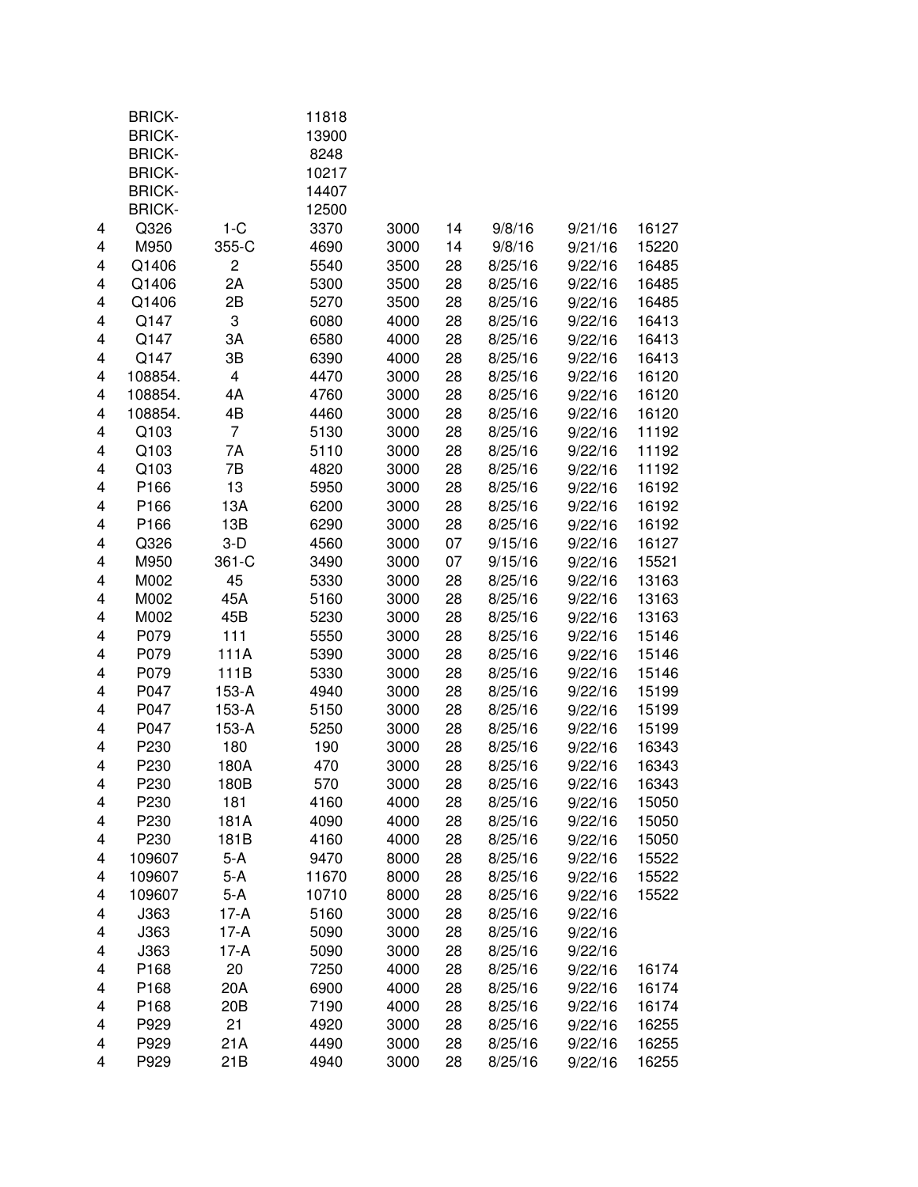| | | | | | | | | |
|---|---|---|---|---|---|---|---|---|
| | BRICK- | | 11818 | | | | | |
| | BRICK- | | 13900 | | | | | |
| | BRICK- | | 8248 | | | | | |
| | BRICK- | | 10217 | | | | | |
| | BRICK- | | 14407 | | | | | |
| | BRICK- | | 12500 | | | | | |
| 4 | Q326 | 1-C | 3370 | 3000 | 14 | 9/8/16 | 9/21/16 | 16127 |
| 4 | M950 | 355-C | 4690 | 3000 | 14 | 9/8/16 | 9/21/16 | 15220 |
| 4 | Q1406 | 2 | 5540 | 3500 | 28 | 8/25/16 | 9/22/16 | 16485 |
| 4 | Q1406 | 2A | 5300 | 3500 | 28 | 8/25/16 | 9/22/16 | 16485 |
| 4 | Q1406 | 2B | 5270 | 3500 | 28 | 8/25/16 | 9/22/16 | 16485 |
| 4 | Q147 | 3 | 6080 | 4000 | 28 | 8/25/16 | 9/22/16 | 16413 |
| 4 | Q147 | 3A | 6580 | 4000 | 28 | 8/25/16 | 9/22/16 | 16413 |
| 4 | Q147 | 3B | 6390 | 4000 | 28 | 8/25/16 | 9/22/16 | 16413 |
| 4 | 108854. | 4 | 4470 | 3000 | 28 | 8/25/16 | 9/22/16 | 16120 |
| 4 | 108854. | 4A | 4760 | 3000 | 28 | 8/25/16 | 9/22/16 | 16120 |
| 4 | 108854. | 4B | 4460 | 3000 | 28 | 8/25/16 | 9/22/16 | 16120 |
| 4 | Q103 | 7 | 5130 | 3000 | 28 | 8/25/16 | 9/22/16 | 11192 |
| 4 | Q103 | 7A | 5110 | 3000 | 28 | 8/25/16 | 9/22/16 | 11192 |
| 4 | Q103 | 7B | 4820 | 3000 | 28 | 8/25/16 | 9/22/16 | 11192 |
| 4 | P166 | 13 | 5950 | 3000 | 28 | 8/25/16 | 9/22/16 | 16192 |
| 4 | P166 | 13A | 6200 | 3000 | 28 | 8/25/16 | 9/22/16 | 16192 |
| 4 | P166 | 13B | 6290 | 3000 | 28 | 8/25/16 | 9/22/16 | 16192 |
| 4 | Q326 | 3-D | 4560 | 3000 | 07 | 9/15/16 | 9/22/16 | 16127 |
| 4 | M950 | 361-C | 3490 | 3000 | 07 | 9/15/16 | 9/22/16 | 15521 |
| 4 | M002 | 45 | 5330 | 3000 | 28 | 8/25/16 | 9/22/16 | 13163 |
| 4 | M002 | 45A | 5160 | 3000 | 28 | 8/25/16 | 9/22/16 | 13163 |
| 4 | M002 | 45B | 5230 | 3000 | 28 | 8/25/16 | 9/22/16 | 13163 |
| 4 | P079 | 111 | 5550 | 3000 | 28 | 8/25/16 | 9/22/16 | 15146 |
| 4 | P079 | 111A | 5390 | 3000 | 28 | 8/25/16 | 9/22/16 | 15146 |
| 4 | P079 | 111B | 5330 | 3000 | 28 | 8/25/16 | 9/22/16 | 15146 |
| 4 | P047 | 153-A | 4940 | 3000 | 28 | 8/25/16 | 9/22/16 | 15199 |
| 4 | P047 | 153-A | 5150 | 3000 | 28 | 8/25/16 | 9/22/16 | 15199 |
| 4 | P047 | 153-A | 5250 | 3000 | 28 | 8/25/16 | 9/22/16 | 15199 |
| 4 | P230 | 180 | 190 | 3000 | 28 | 8/25/16 | 9/22/16 | 16343 |
| 4 | P230 | 180A | 470 | 3000 | 28 | 8/25/16 | 9/22/16 | 16343 |
| 4 | P230 | 180B | 570 | 3000 | 28 | 8/25/16 | 9/22/16 | 16343 |
| 4 | P230 | 181 | 4160 | 4000 | 28 | 8/25/16 | 9/22/16 | 15050 |
| 4 | P230 | 181A | 4090 | 4000 | 28 | 8/25/16 | 9/22/16 | 15050 |
| 4 | P230 | 181B | 4160 | 4000 | 28 | 8/25/16 | 9/22/16 | 15050 |
| 4 | 109607 | 5-A | 9470 | 8000 | 28 | 8/25/16 | 9/22/16 | 15522 |
| 4 | 109607 | 5-A | 11670 | 8000 | 28 | 8/25/16 | 9/22/16 | 15522 |
| 4 | 109607 | 5-A | 10710 | 8000 | 28 | 8/25/16 | 9/22/16 | 15522 |
| 4 | J363 | 17-A | 5160 | 3000 | 28 | 8/25/16 | 9/22/16 | |
| 4 | J363 | 17-A | 5090 | 3000 | 28 | 8/25/16 | 9/22/16 | |
| 4 | J363 | 17-A | 5090 | 3000 | 28 | 8/25/16 | 9/22/16 | |
| 4 | P168 | 20 | 7250 | 4000 | 28 | 8/25/16 | 9/22/16 | 16174 |
| 4 | P168 | 20A | 6900 | 4000 | 28 | 8/25/16 | 9/22/16 | 16174 |
| 4 | P168 | 20B | 7190 | 4000 | 28 | 8/25/16 | 9/22/16 | 16174 |
| 4 | P929 | 21 | 4920 | 3000 | 28 | 8/25/16 | 9/22/16 | 16255 |
| 4 | P929 | 21A | 4490 | 3000 | 28 | 8/25/16 | 9/22/16 | 16255 |
| 4 | P929 | 21B | 4940 | 3000 | 28 | 8/25/16 | 9/22/16 | 16255 |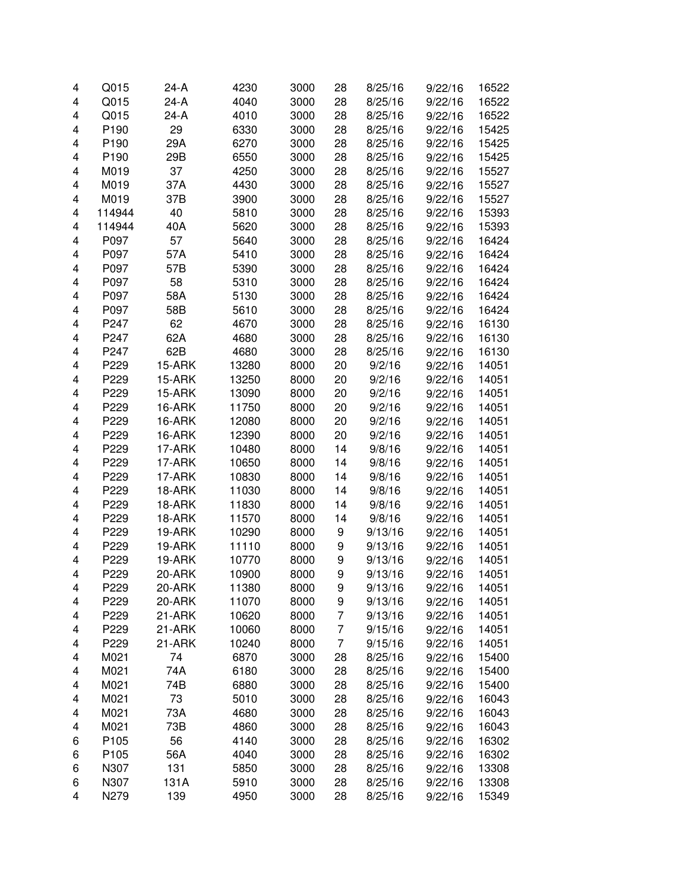| | | | | | | | | |
|---|---|---|---|---|---|---|---|---|
| 4 | Q015 | 24-A | 4230 | 3000 | 28 | 8/25/16 | 9/22/16 | 16522 |
| 4 | Q015 | 24-A | 4040 | 3000 | 28 | 8/25/16 | 9/22/16 | 16522 |
| 4 | Q015 | 24-A | 4010 | 3000 | 28 | 8/25/16 | 9/22/16 | 16522 |
| 4 | P190 | 29 | 6330 | 3000 | 28 | 8/25/16 | 9/22/16 | 15425 |
| 4 | P190 | 29A | 6270 | 3000 | 28 | 8/25/16 | 9/22/16 | 15425 |
| 4 | P190 | 29B | 6550 | 3000 | 28 | 8/25/16 | 9/22/16 | 15425 |
| 4 | M019 | 37 | 4250 | 3000 | 28 | 8/25/16 | 9/22/16 | 15527 |
| 4 | M019 | 37A | 4430 | 3000 | 28 | 8/25/16 | 9/22/16 | 15527 |
| 4 | M019 | 37B | 3900 | 3000 | 28 | 8/25/16 | 9/22/16 | 15527 |
| 4 | 114944 | 40 | 5810 | 3000 | 28 | 8/25/16 | 9/22/16 | 15393 |
| 4 | 114944 | 40A | 5620 | 3000 | 28 | 8/25/16 | 9/22/16 | 15393 |
| 4 | P097 | 57 | 5640 | 3000 | 28 | 8/25/16 | 9/22/16 | 16424 |
| 4 | P097 | 57A | 5410 | 3000 | 28 | 8/25/16 | 9/22/16 | 16424 |
| 4 | P097 | 57B | 5390 | 3000 | 28 | 8/25/16 | 9/22/16 | 16424 |
| 4 | P097 | 58 | 5310 | 3000 | 28 | 8/25/16 | 9/22/16 | 16424 |
| 4 | P097 | 58A | 5130 | 3000 | 28 | 8/25/16 | 9/22/16 | 16424 |
| 4 | P097 | 58B | 5610 | 3000 | 28 | 8/25/16 | 9/22/16 | 16424 |
| 4 | P247 | 62 | 4670 | 3000 | 28 | 8/25/16 | 9/22/16 | 16130 |
| 4 | P247 | 62A | 4680 | 3000 | 28 | 8/25/16 | 9/22/16 | 16130 |
| 4 | P247 | 62B | 4680 | 3000 | 28 | 8/25/16 | 9/22/16 | 16130 |
| 4 | P229 | 15-ARK | 13280 | 8000 | 20 | 9/2/16 | 9/22/16 | 14051 |
| 4 | P229 | 15-ARK | 13250 | 8000 | 20 | 9/2/16 | 9/22/16 | 14051 |
| 4 | P229 | 15-ARK | 13090 | 8000 | 20 | 9/2/16 | 9/22/16 | 14051 |
| 4 | P229 | 16-ARK | 11750 | 8000 | 20 | 9/2/16 | 9/22/16 | 14051 |
| 4 | P229 | 16-ARK | 12080 | 8000 | 20 | 9/2/16 | 9/22/16 | 14051 |
| 4 | P229 | 16-ARK | 12390 | 8000 | 20 | 9/2/16 | 9/22/16 | 14051 |
| 4 | P229 | 17-ARK | 10480 | 8000 | 14 | 9/8/16 | 9/22/16 | 14051 |
| 4 | P229 | 17-ARK | 10650 | 8000 | 14 | 9/8/16 | 9/22/16 | 14051 |
| 4 | P229 | 17-ARK | 10830 | 8000 | 14 | 9/8/16 | 9/22/16 | 14051 |
| 4 | P229 | 18-ARK | 11030 | 8000 | 14 | 9/8/16 | 9/22/16 | 14051 |
| 4 | P229 | 18-ARK | 11830 | 8000 | 14 | 9/8/16 | 9/22/16 | 14051 |
| 4 | P229 | 18-ARK | 11570 | 8000 | 14 | 9/8/16 | 9/22/16 | 14051 |
| 4 | P229 | 19-ARK | 10290 | 8000 | 9 | 9/13/16 | 9/22/16 | 14051 |
| 4 | P229 | 19-ARK | 11110 | 8000 | 9 | 9/13/16 | 9/22/16 | 14051 |
| 4 | P229 | 19-ARK | 10770 | 8000 | 9 | 9/13/16 | 9/22/16 | 14051 |
| 4 | P229 | 20-ARK | 10900 | 8000 | 9 | 9/13/16 | 9/22/16 | 14051 |
| 4 | P229 | 20-ARK | 11380 | 8000 | 9 | 9/13/16 | 9/22/16 | 14051 |
| 4 | P229 | 20-ARK | 11070 | 8000 | 9 | 9/13/16 | 9/22/16 | 14051 |
| 4 | P229 | 21-ARK | 10620 | 8000 | 7 | 9/13/16 | 9/22/16 | 14051 |
| 4 | P229 | 21-ARK | 10060 | 8000 | 7 | 9/15/16 | 9/22/16 | 14051 |
| 4 | P229 | 21-ARK | 10240 | 8000 | 7 | 9/15/16 | 9/22/16 | 14051 |
| 4 | M021 | 74 | 6870 | 3000 | 28 | 8/25/16 | 9/22/16 | 15400 |
| 4 | M021 | 74A | 6180 | 3000 | 28 | 8/25/16 | 9/22/16 | 15400 |
| 4 | M021 | 74B | 6880 | 3000 | 28 | 8/25/16 | 9/22/16 | 15400 |
| 4 | M021 | 73 | 5010 | 3000 | 28 | 8/25/16 | 9/22/16 | 16043 |
| 4 | M021 | 73A | 4680 | 3000 | 28 | 8/25/16 | 9/22/16 | 16043 |
| 4 | M021 | 73B | 4860 | 3000 | 28 | 8/25/16 | 9/22/16 | 16043 |
| 6 | P105 | 56 | 4140 | 3000 | 28 | 8/25/16 | 9/22/16 | 16302 |
| 6 | P105 | 56A | 4040 | 3000 | 28 | 8/25/16 | 9/22/16 | 16302 |
| 6 | N307 | 131 | 5850 | 3000 | 28 | 8/25/16 | 9/22/16 | 13308 |
| 6 | N307 | 131A | 5910 | 3000 | 28 | 8/25/16 | 9/22/16 | 13308 |
| 4 | N279 | 139 | 4950 | 3000 | 28 | 8/25/16 | 9/22/16 | 15349 |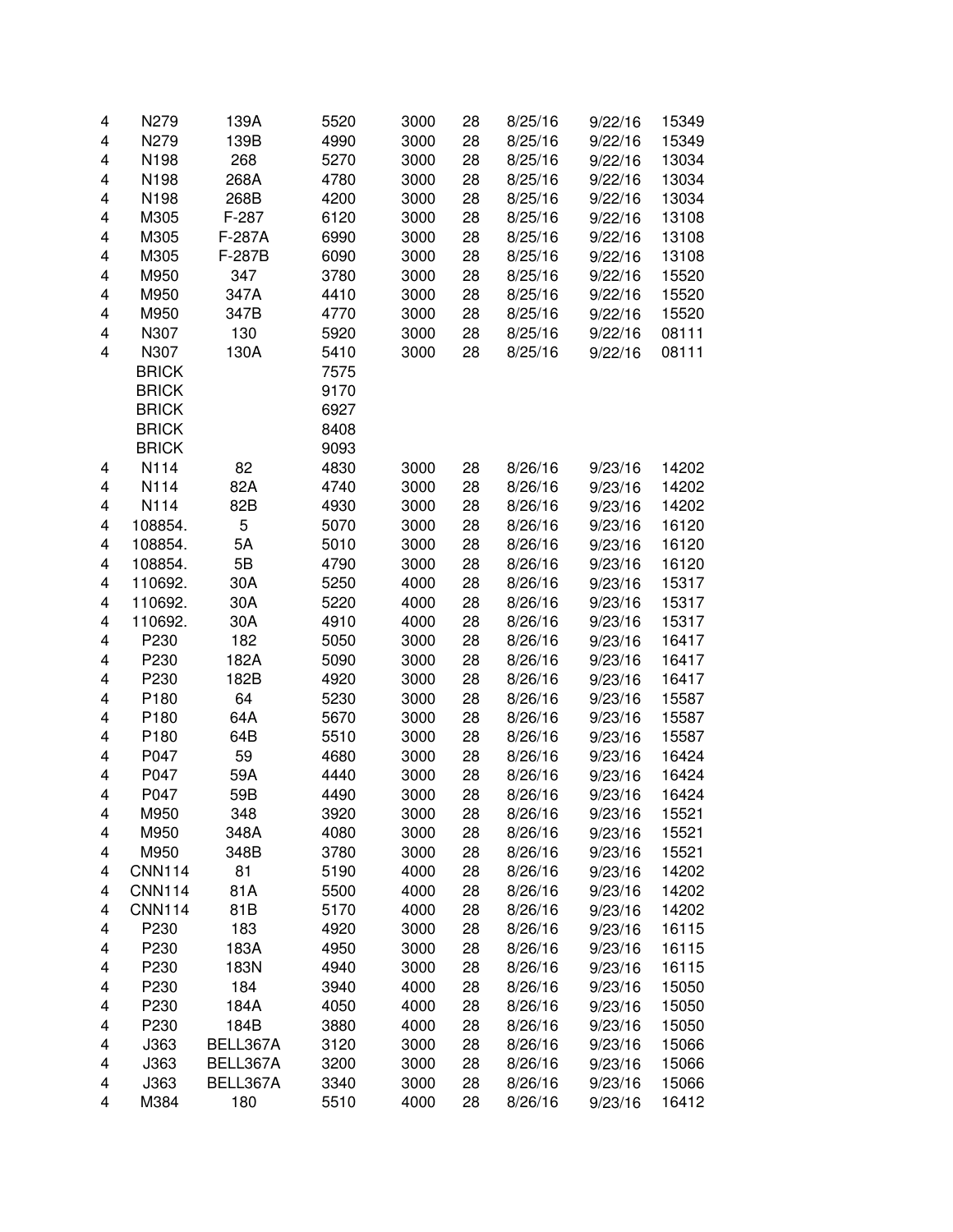| | | | | | | | | |
|---|---|---|---|---|---|---|---|---|
| 4 | N279 | 139A | 5520 | 3000 | 28 | 8/25/16 | 9/22/16 | 15349 |
| 4 | N279 | 139B | 4990 | 3000 | 28 | 8/25/16 | 9/22/16 | 15349 |
| 4 | N198 | 268 | 5270 | 3000 | 28 | 8/25/16 | 9/22/16 | 13034 |
| 4 | N198 | 268A | 4780 | 3000 | 28 | 8/25/16 | 9/22/16 | 13034 |
| 4 | N198 | 268B | 4200 | 3000 | 28 | 8/25/16 | 9/22/16 | 13034 |
| 4 | M305 | F-287 | 6120 | 3000 | 28 | 8/25/16 | 9/22/16 | 13108 |
| 4 | M305 | F-287A | 6990 | 3000 | 28 | 8/25/16 | 9/22/16 | 13108 |
| 4 | M305 | F-287B | 6090 | 3000 | 28 | 8/25/16 | 9/22/16 | 13108 |
| 4 | M950 | 347 | 3780 | 3000 | 28 | 8/25/16 | 9/22/16 | 15520 |
| 4 | M950 | 347A | 4410 | 3000 | 28 | 8/25/16 | 9/22/16 | 15520 |
| 4 | M950 | 347B | 4770 | 3000 | 28 | 8/25/16 | 9/22/16 | 15520 |
| 4 | N307 | 130 | 5920 | 3000 | 28 | 8/25/16 | 9/22/16 | 08111 |
| 4 | N307 | 130A | 5410 | 3000 | 28 | 8/25/16 | 9/22/16 | 08111 |
| | BRICK | | 7575 | | | | | |
| | BRICK | | 9170 | | | | | |
| | BRICK | | 6927 | | | | | |
| | BRICK | | 8408 | | | | | |
| | BRICK | | 9093 | | | | | |
| 4 | N114 | 82 | 4830 | 3000 | 28 | 8/26/16 | 9/23/16 | 14202 |
| 4 | N114 | 82A | 4740 | 3000 | 28 | 8/26/16 | 9/23/16 | 14202 |
| 4 | N114 | 82B | 4930 | 3000 | 28 | 8/26/16 | 9/23/16 | 14202 |
| 4 | 108854. | 5 | 5070 | 3000 | 28 | 8/26/16 | 9/23/16 | 16120 |
| 4 | 108854. | 5A | 5010 | 3000 | 28 | 8/26/16 | 9/23/16 | 16120 |
| 4 | 108854. | 5B | 4790 | 3000 | 28 | 8/26/16 | 9/23/16 | 16120 |
| 4 | 110692. | 30A | 5250 | 4000 | 28 | 8/26/16 | 9/23/16 | 15317 |
| 4 | 110692. | 30A | 5220 | 4000 | 28 | 8/26/16 | 9/23/16 | 15317 |
| 4 | 110692. | 30A | 4910 | 4000 | 28 | 8/26/16 | 9/23/16 | 15317 |
| 4 | P230 | 182 | 5050 | 3000 | 28 | 8/26/16 | 9/23/16 | 16417 |
| 4 | P230 | 182A | 5090 | 3000 | 28 | 8/26/16 | 9/23/16 | 16417 |
| 4 | P230 | 182B | 4920 | 3000 | 28 | 8/26/16 | 9/23/16 | 16417 |
| 4 | P180 | 64 | 5230 | 3000 | 28 | 8/26/16 | 9/23/16 | 15587 |
| 4 | P180 | 64A | 5670 | 3000 | 28 | 8/26/16 | 9/23/16 | 15587 |
| 4 | P180 | 64B | 5510 | 3000 | 28 | 8/26/16 | 9/23/16 | 15587 |
| 4 | P047 | 59 | 4680 | 3000 | 28 | 8/26/16 | 9/23/16 | 16424 |
| 4 | P047 | 59A | 4440 | 3000 | 28 | 8/26/16 | 9/23/16 | 16424 |
| 4 | P047 | 59B | 4490 | 3000 | 28 | 8/26/16 | 9/23/16 | 16424 |
| 4 | M950 | 348 | 3920 | 3000 | 28 | 8/26/16 | 9/23/16 | 15521 |
| 4 | M950 | 348A | 4080 | 3000 | 28 | 8/26/16 | 9/23/16 | 15521 |
| 4 | M950 | 348B | 3780 | 3000 | 28 | 8/26/16 | 9/23/16 | 15521 |
| 4 | CNN114 | 81 | 5190 | 4000 | 28 | 8/26/16 | 9/23/16 | 14202 |
| 4 | CNN114 | 81A | 5500 | 4000 | 28 | 8/26/16 | 9/23/16 | 14202 |
| 4 | CNN114 | 81B | 5170 | 4000 | 28 | 8/26/16 | 9/23/16 | 14202 |
| 4 | P230 | 183 | 4920 | 3000 | 28 | 8/26/16 | 9/23/16 | 16115 |
| 4 | P230 | 183A | 4950 | 3000 | 28 | 8/26/16 | 9/23/16 | 16115 |
| 4 | P230 | 183N | 4940 | 3000 | 28 | 8/26/16 | 9/23/16 | 16115 |
| 4 | P230 | 184 | 3940 | 4000 | 28 | 8/26/16 | 9/23/16 | 15050 |
| 4 | P230 | 184A | 4050 | 4000 | 28 | 8/26/16 | 9/23/16 | 15050 |
| 4 | P230 | 184B | 3880 | 4000 | 28 | 8/26/16 | 9/23/16 | 15050 |
| 4 | J363 | BELL367A | 3120 | 3000 | 28 | 8/26/16 | 9/23/16 | 15066 |
| 4 | J363 | BELL367A | 3200 | 3000 | 28 | 8/26/16 | 9/23/16 | 15066 |
| 4 | J363 | BELL367A | 3340 | 3000 | 28 | 8/26/16 | 9/23/16 | 15066 |
| 4 | M384 | 180 | 5510 | 4000 | 28 | 8/26/16 | 9/23/16 | 16412 |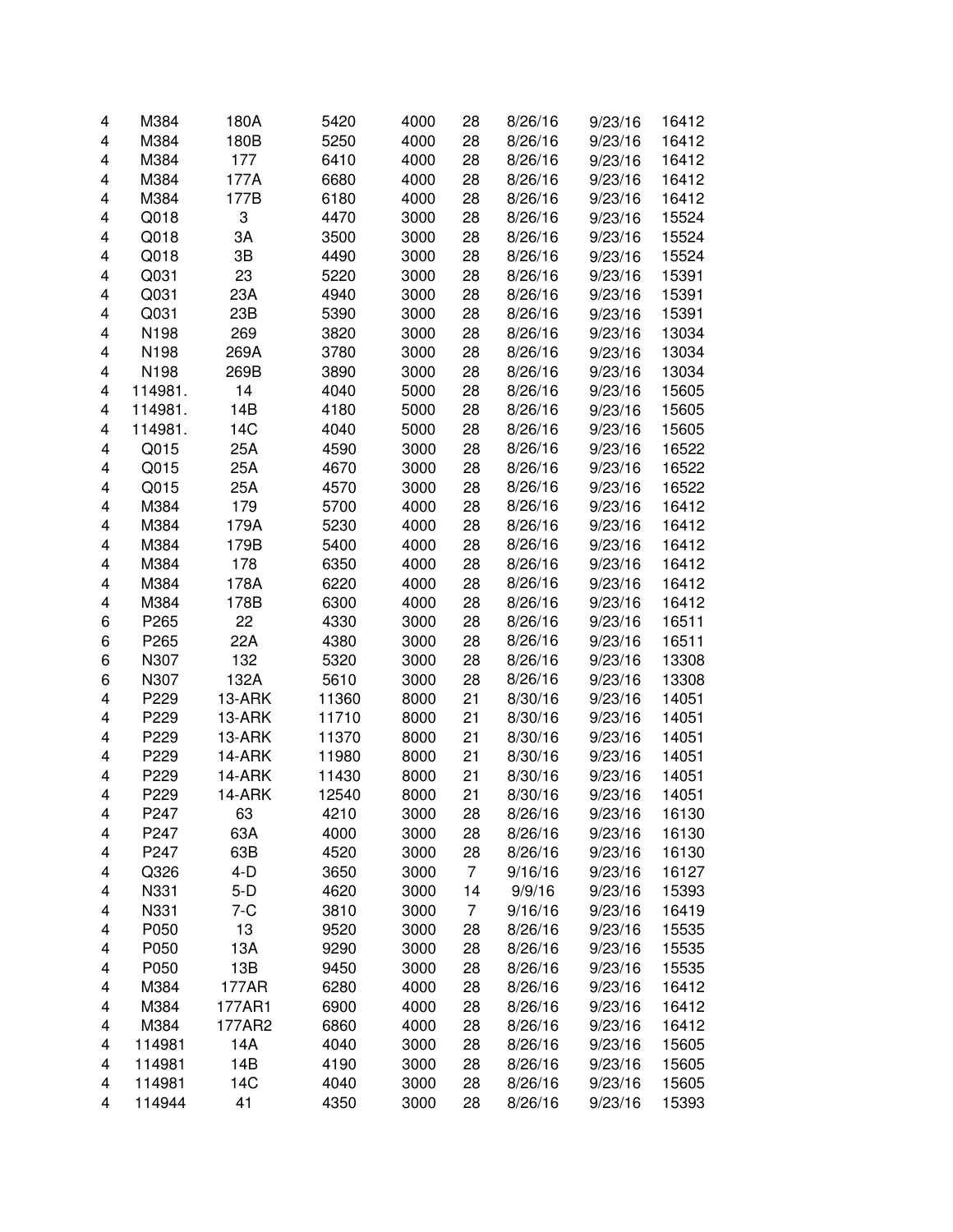| | | | | | | | | |
|---|---|---|---|---|---|---|---|---|
| 4 | M384 | 180A | 5420 | 4000 | 28 | 8/26/16 | 9/23/16 | 16412 |
| 4 | M384 | 180B | 5250 | 4000 | 28 | 8/26/16 | 9/23/16 | 16412 |
| 4 | M384 | 177 | 6410 | 4000 | 28 | 8/26/16 | 9/23/16 | 16412 |
| 4 | M384 | 177A | 6680 | 4000 | 28 | 8/26/16 | 9/23/16 | 16412 |
| 4 | M384 | 177B | 6180 | 4000 | 28 | 8/26/16 | 9/23/16 | 16412 |
| 4 | Q018 | 3 | 4470 | 3000 | 28 | 8/26/16 | 9/23/16 | 15524 |
| 4 | Q018 | 3A | 3500 | 3000 | 28 | 8/26/16 | 9/23/16 | 15524 |
| 4 | Q018 | 3B | 4490 | 3000 | 28 | 8/26/16 | 9/23/16 | 15524 |
| 4 | Q031 | 23 | 5220 | 3000 | 28 | 8/26/16 | 9/23/16 | 15391 |
| 4 | Q031 | 23A | 4940 | 3000 | 28 | 8/26/16 | 9/23/16 | 15391 |
| 4 | Q031 | 23B | 5390 | 3000 | 28 | 8/26/16 | 9/23/16 | 15391 |
| 4 | N198 | 269 | 3820 | 3000 | 28 | 8/26/16 | 9/23/16 | 13034 |
| 4 | N198 | 269A | 3780 | 3000 | 28 | 8/26/16 | 9/23/16 | 13034 |
| 4 | N198 | 269B | 3890 | 3000 | 28 | 8/26/16 | 9/23/16 | 13034 |
| 4 | 114981. | 14 | 4040 | 5000 | 28 | 8/26/16 | 9/23/16 | 15605 |
| 4 | 114981. | 14B | 4180 | 5000 | 28 | 8/26/16 | 9/23/16 | 15605 |
| 4 | 114981. | 14C | 4040 | 5000 | 28 | 8/26/16 | 9/23/16 | 15605 |
| 4 | Q015 | 25A | 4590 | 3000 | 28 | 8/26/16 | 9/23/16 | 16522 |
| 4 | Q015 | 25A | 4670 | 3000 | 28 | 8/26/16 | 9/23/16 | 16522 |
| 4 | Q015 | 25A | 4570 | 3000 | 28 | 8/26/16 | 9/23/16 | 16522 |
| 4 | M384 | 179 | 5700 | 4000 | 28 | 8/26/16 | 9/23/16 | 16412 |
| 4 | M384 | 179A | 5230 | 4000 | 28 | 8/26/16 | 9/23/16 | 16412 |
| 4 | M384 | 179B | 5400 | 4000 | 28 | 8/26/16 | 9/23/16 | 16412 |
| 4 | M384 | 178 | 6350 | 4000 | 28 | 8/26/16 | 9/23/16 | 16412 |
| 4 | M384 | 178A | 6220 | 4000 | 28 | 8/26/16 | 9/23/16 | 16412 |
| 4 | M384 | 178B | 6300 | 4000 | 28 | 8/26/16 | 9/23/16 | 16412 |
| 6 | P265 | 22 | 4330 | 3000 | 28 | 8/26/16 | 9/23/16 | 16511 |
| 6 | P265 | 22A | 4380 | 3000 | 28 | 8/26/16 | 9/23/16 | 16511 |
| 6 | N307 | 132 | 5320 | 3000 | 28 | 8/26/16 | 9/23/16 | 13308 |
| 6 | N307 | 132A | 5610 | 3000 | 28 | 8/26/16 | 9/23/16 | 13308 |
| 4 | P229 | 13-ARK | 11360 | 8000 | 21 | 8/30/16 | 9/23/16 | 14051 |
| 4 | P229 | 13-ARK | 11710 | 8000 | 21 | 8/30/16 | 9/23/16 | 14051 |
| 4 | P229 | 13-ARK | 11370 | 8000 | 21 | 8/30/16 | 9/23/16 | 14051 |
| 4 | P229 | 14-ARK | 11980 | 8000 | 21 | 8/30/16 | 9/23/16 | 14051 |
| 4 | P229 | 14-ARK | 11430 | 8000 | 21 | 8/30/16 | 9/23/16 | 14051 |
| 4 | P229 | 14-ARK | 12540 | 8000 | 21 | 8/30/16 | 9/23/16 | 14051 |
| 4 | P247 | 63 | 4210 | 3000 | 28 | 8/26/16 | 9/23/16 | 16130 |
| 4 | P247 | 63A | 4000 | 3000 | 28 | 8/26/16 | 9/23/16 | 16130 |
| 4 | P247 | 63B | 4520 | 3000 | 28 | 8/26/16 | 9/23/16 | 16130 |
| 4 | Q326 | 4-D | 3650 | 3000 | 7 | 9/16/16 | 9/23/16 | 16127 |
| 4 | N331 | 5-D | 4620 | 3000 | 14 | 9/9/16 | 9/23/16 | 15393 |
| 4 | N331 | 7-C | 3810 | 3000 | 7 | 9/16/16 | 9/23/16 | 16419 |
| 4 | P050 | 13 | 9520 | 3000 | 28 | 8/26/16 | 9/23/16 | 15535 |
| 4 | P050 | 13A | 9290 | 3000 | 28 | 8/26/16 | 9/23/16 | 15535 |
| 4 | P050 | 13B | 9450 | 3000 | 28 | 8/26/16 | 9/23/16 | 15535 |
| 4 | M384 | 177AR | 6280 | 4000 | 28 | 8/26/16 | 9/23/16 | 16412 |
| 4 | M384 | 177AR1 | 6900 | 4000 | 28 | 8/26/16 | 9/23/16 | 16412 |
| 4 | M384 | 177AR2 | 6860 | 4000 | 28 | 8/26/16 | 9/23/16 | 16412 |
| 4 | 114981 | 14A | 4040 | 3000 | 28 | 8/26/16 | 9/23/16 | 15605 |
| 4 | 114981 | 14B | 4190 | 3000 | 28 | 8/26/16 | 9/23/16 | 15605 |
| 4 | 114981 | 14C | 4040 | 3000 | 28 | 8/26/16 | 9/23/16 | 15605 |
| 4 | 114944 | 41 | 4350 | 3000 | 28 | 8/26/16 | 9/23/16 | 15393 |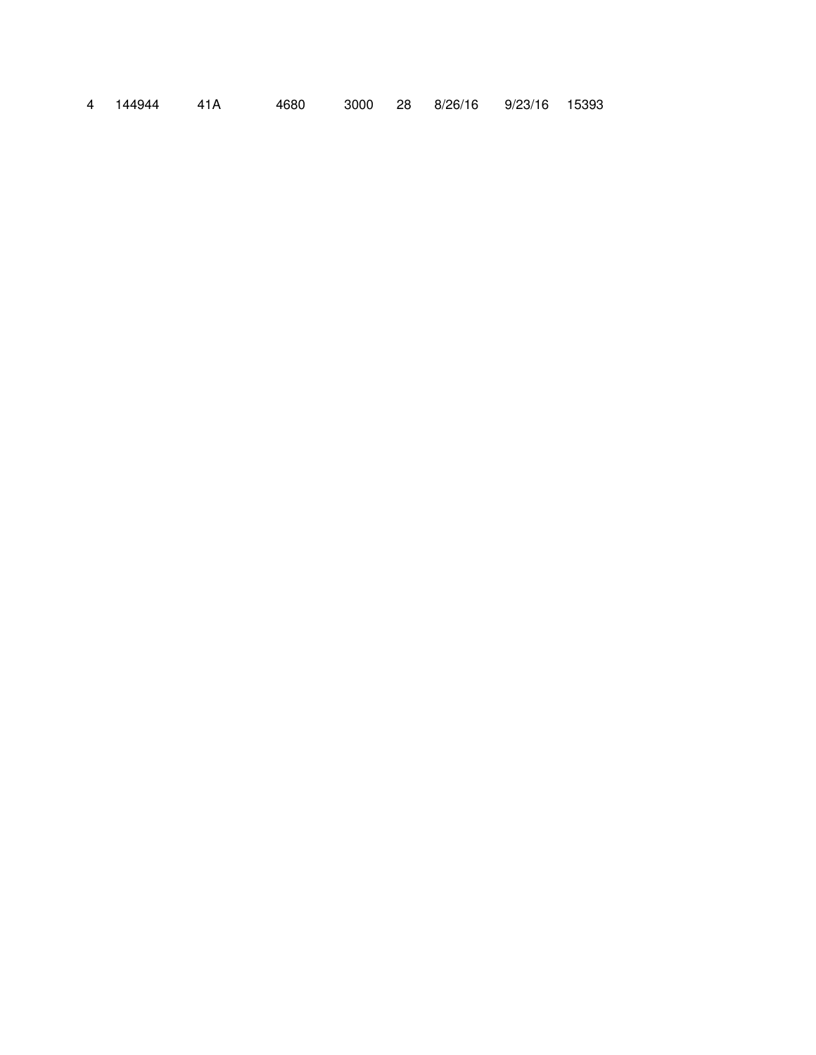| | | | | | | | | |
|---|---|---|---|---|---|---|---|---|
| 4 | 144944 | 41A | 4680 | 3000 | 28 | 8/26/16 | 9/23/16 | 15393 |